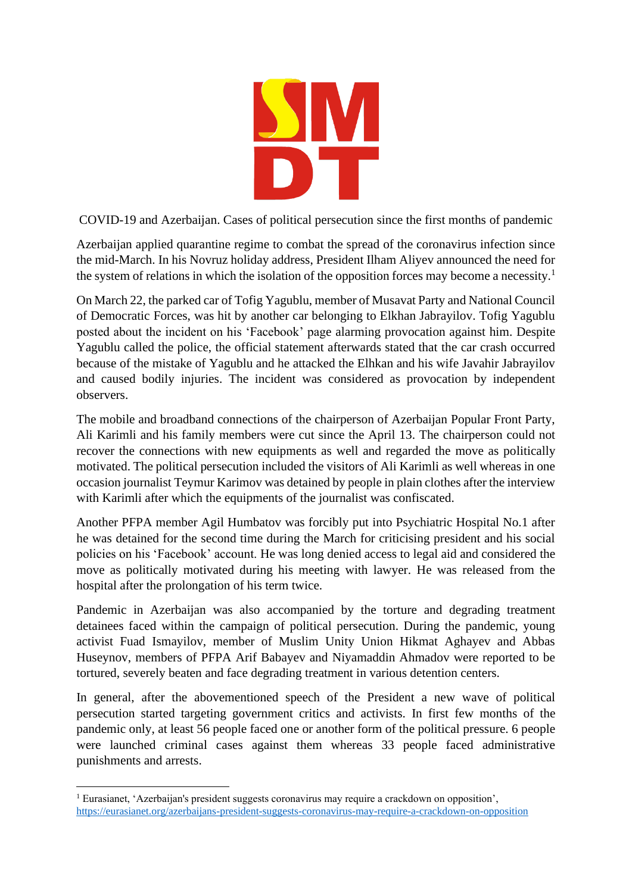SMDT

# COVID-19 and Azerbaijan. Cases of political persecution since the first months of pandemic

Azerbaijan applied quarantine regime to combat the spread of the coronavirus infection since the mid-March. In his Novruz holiday address, President Ilham Aliyev announced the need for the system of relations in which the isolation of the opposition forces may become a necessity.[1]

On March 22, the parked car of Tofig Yagublu, member of Musavat Party and National Council of Democratic Forces, was hit by another car belonging to Elkhan Jabrayilov. Tofig Yagublu posted about the incident on his 'Facebook' page alarming provocation against him. Despite Yagublu called the police, the official statement afterwards stated that the car crash occurred because of the mistake of Yagublu and he attacked the Elhkan and his wife Javahir Jabrayilov and caused bodily injuries. The incident was considered as provocation by independent observers.

The mobile and broadband connections of the chairperson of Azerbaijan Popular Front Party, Ali Karimli and his family members were cut since the April 13. The chairperson could not recover the connections with new equipments as well and regarded the move as politically motivated. The political persecution included the visitors of Ali Karimli as well whereas in one occasion journalist Teymur Karimov was detained by people in plain clothes after the interview with Karimli after which the equipments of the journalist was confiscated.

Another PFPA member Agil Humbatov was forcibly put into Psychiatric Hospital No.1 after he was detained for the second time during the March for criticising president and his social policies on his 'Facebook' account. He was long denied access to legal aid and considered the move as politically motivated during his meeting with lawyer. He was released from the hospital after the prolongation of his term twice.

Pandemic in Azerbaijan was also accompanied by the torture and degrading treatment detainees faced within the campaign of political persecution. During the pandemic, young activist Fuad Ismayilov, member of Muslim Unity Union Hikmat Aghayev and Abbas Huseynov, members of PFPA Arif Babayev and Niyamaddin Ahmadov were reported to be tortured, severely beaten and face degrading treatment in various detention centers.

In general, after the abovementioned speech of the President a new wave of political persecution started targeting government critics and activists. In first few months of the pandemic only, at least 56 people faced one or another form of the political pressure. 6 people were launched criminal cases against them whereas 33 people faced administrative punishments and arrests.

---

[1] Eurasianet, 'Azerbaijan's president suggests coronavirus may require a crackdown on opposition', https://eurasianet.org/azerbaijans-president-suggests-coronavirus-may-require-a-crackdown-on-opposition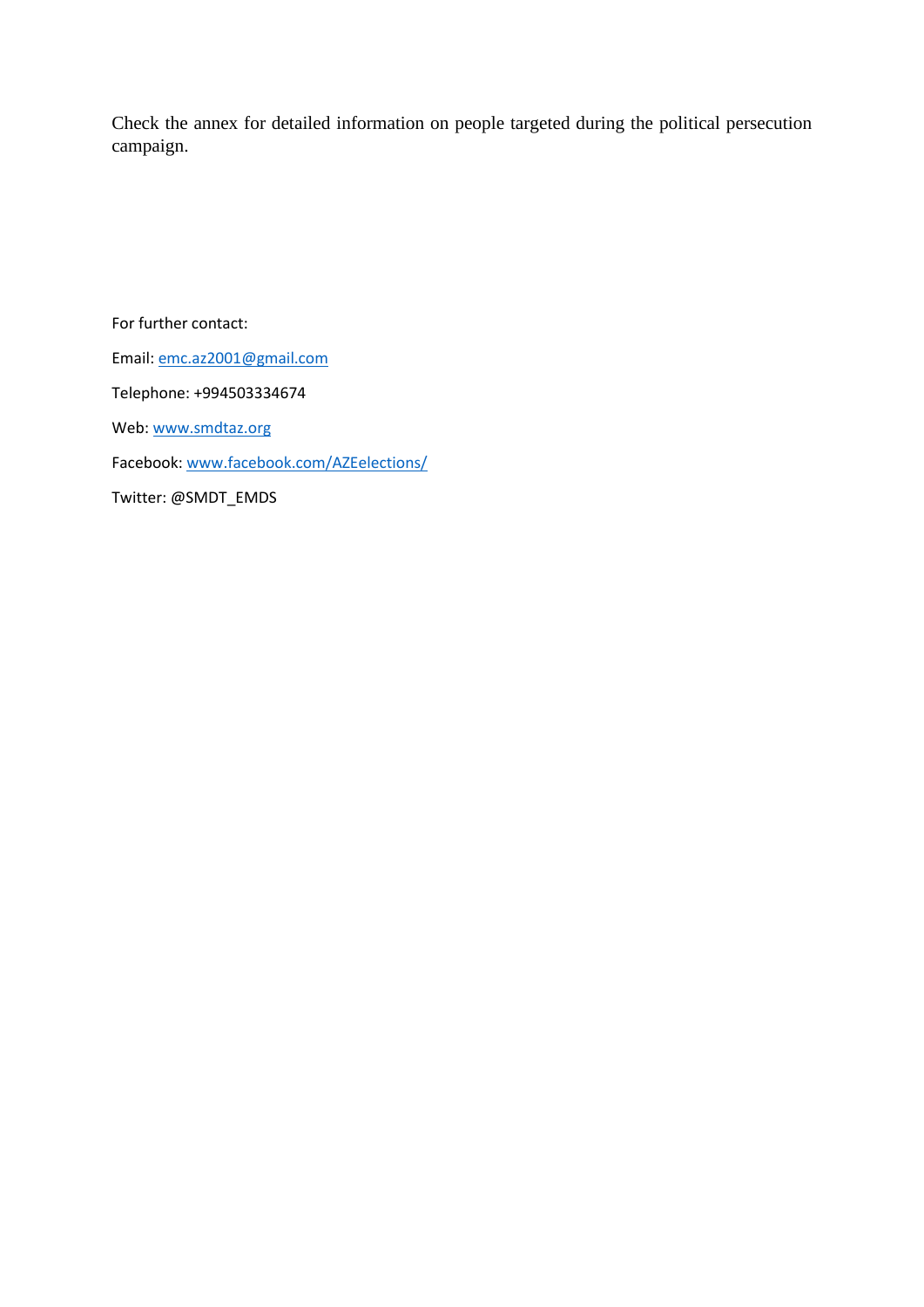Check the annex for detailed information on people targeted during the political persecution campaign.

For further contact:

Email: emc.az2001@gmail.com

Telephone: +994503334674

Web: www.smdtaz.org

Facebook: www.facebook.com/AZEelections/

Twitter: @SMDT_EMDS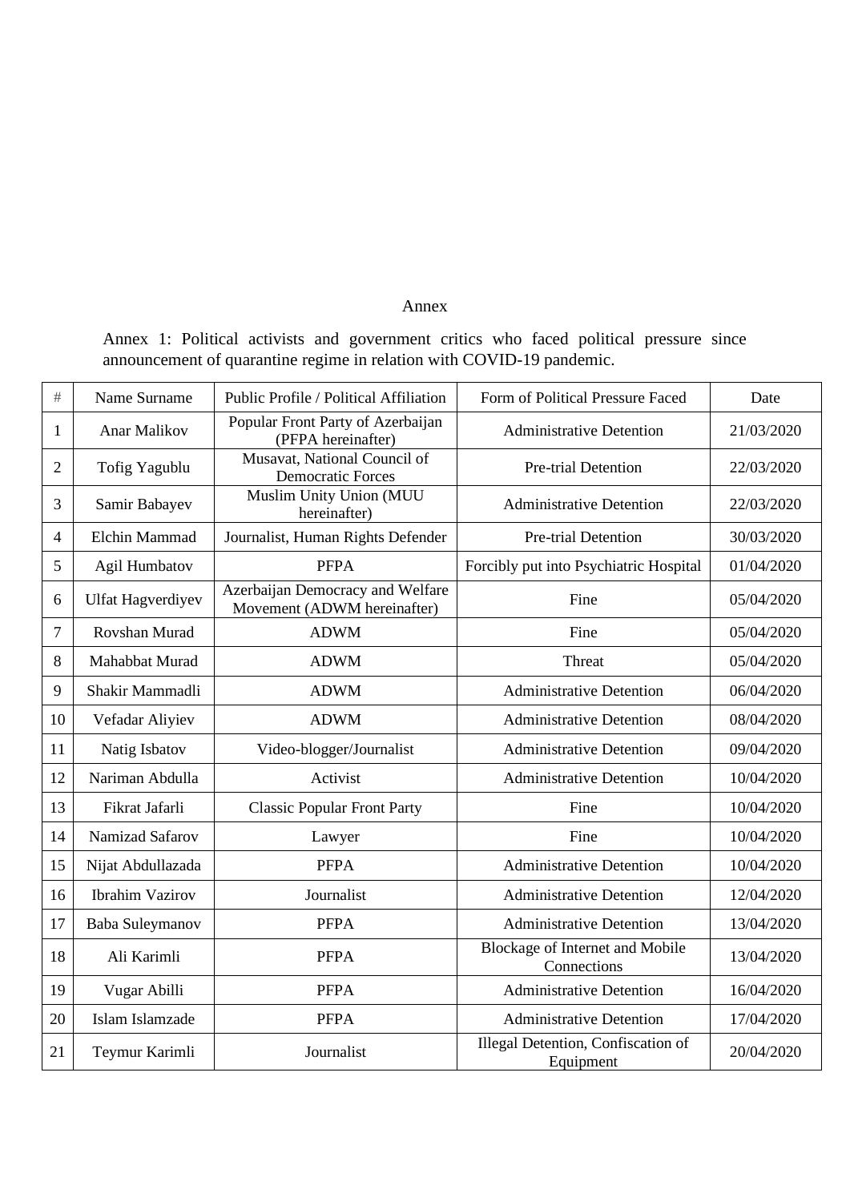# Annex

Annex 1: Political activists and government critics who faced political pressure since announcement of quarantine regime in relation with COVID-19 pandemic.

| # | Name Surname | Public Profile / Political Affiliation | Form of Political Pressure Faced | Date |
|---|---|---|---|---|
| 1 | Anar Malikov | Popular Front Party of Azerbaijan (PFPA hereinafter) | Administrative Detention | 21/03/2020 |
| 2 | Tofig Yagublu | Musavat, National Council of Democratic Forces | Pre-trial Detention | 22/03/2020 |
| 3 | Samir Babayev | Muslim Unity Union (MUU hereinafter) | Administrative Detention | 22/03/2020 |
| 4 | Elchin Mammad | Journalist, Human Rights Defender | Pre-trial Detention | 30/03/2020 |
| 5 | Agil Humbatov | PFPA | Forcibly put into Psychiatric Hospital | 01/04/2020 |
| 6 | Ulfat Hagverdiyev | Azerbaijan Democracy and Welfare Movement (ADWM hereinafter) | Fine | 05/04/2020 |
| 7 | Rovshan Murad | ADWM | Fine | 05/04/2020 |
| 8 | Mahabbat Murad | ADWM | Threat | 05/04/2020 |
| 9 | Shakir Mammadli | ADWM | Administrative Detention | 06/04/2020 |
| 10 | Vefadar Aliyiev | ADWM | Administrative Detention | 08/04/2020 |
| 11 | Natig Isbatov | Video-blogger/Journalist | Administrative Detention | 09/04/2020 |
| 12 | Nariman Abdulla | Activist | Administrative Detention | 10/04/2020 |
| 13 | Fikrat Jafarli | Classic Popular Front Party | Fine | 10/04/2020 |
| 14 | Namizad Safarov | Lawyer | Fine | 10/04/2020 |
| 15 | Nijat Abdullazada | PFPA | Administrative Detention | 10/04/2020 |
| 16 | Ibrahim Vazirov | Journalist | Administrative Detention | 12/04/2020 |
| 17 | Baba Suleymanov | PFPA | Administrative Detention | 13/04/2020 |
| 18 | Ali Karimli | PFPA | Blockage of Internet and Mobile Connections | 13/04/2020 |
| 19 | Vugar Abilli | PFPA | Administrative Detention | 16/04/2020 |
| 20 | Islam Islamzade | PFPA | Administrative Detention | 17/04/2020 |
| 21 | Teymur Karimli | Journalist | Illegal Detention, Confiscation of Equipment | 20/04/2020 |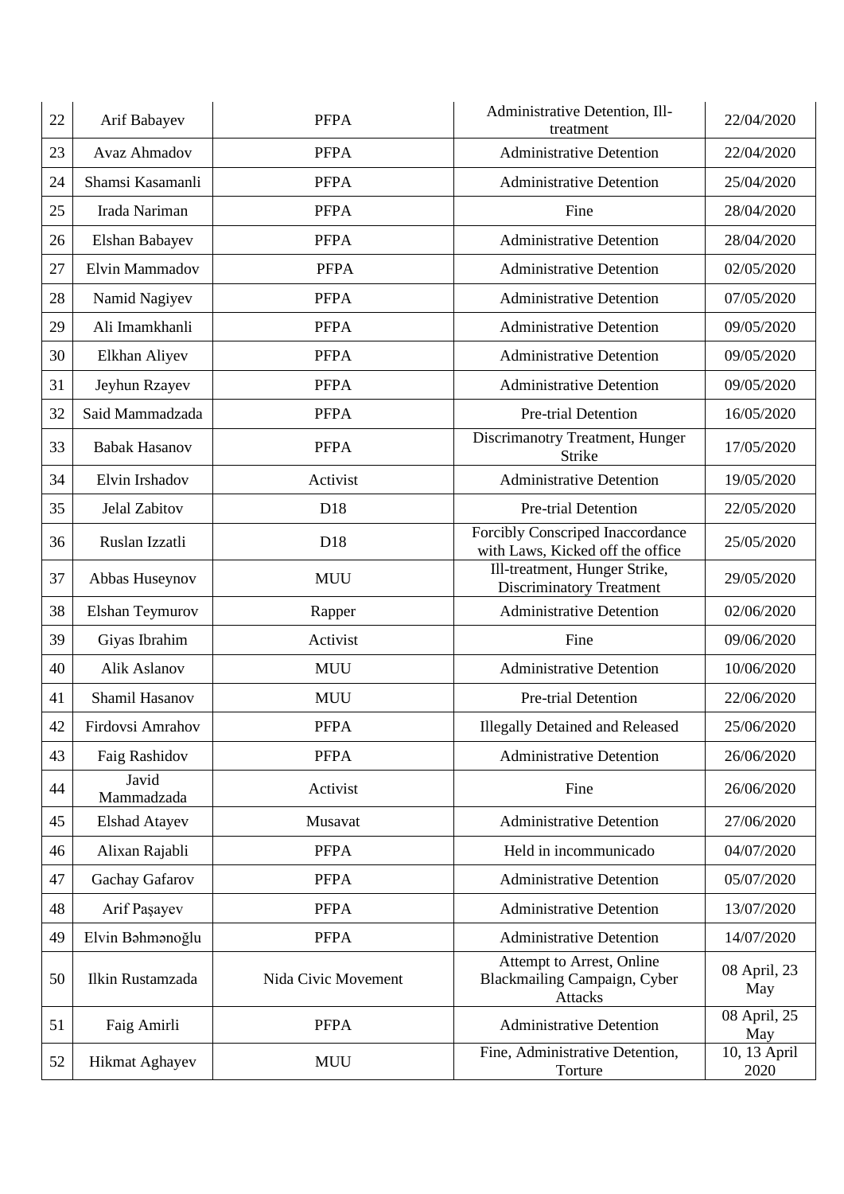| 22 | Arif Babayev | PFPA | Administrative Detention, Ill-treatment | 22/04/2020 |
|---|---|---|---|---|
| 23 | Avaz Ahmadov | PFPA | Administrative Detention | 22/04/2020 |
| 24 | Shamsi Kasamanli | PFPA | Administrative Detention | 25/04/2020 |
| 25 | Irada Nariman | PFPA | Fine | 28/04/2020 |
| 26 | Elshan Babayev | PFPA | Administrative Detention | 28/04/2020 |
| 27 | Elvin Mammadov | PFPA | Administrative Detention | 02/05/2020 |
| 28 | Namid Nagiyev | PFPA | Administrative Detention | 07/05/2020 |
| 29 | Ali Imamkhanli | PFPA | Administrative Detention | 09/05/2020 |
| 30 | Elkhan Aliyev | PFPA | Administrative Detention | 09/05/2020 |
| 31 | Jeyhun Rzayev | PFPA | Administrative Detention | 09/05/2020 |
| 32 | Said Mammadzada | PFPA | Pre-trial Detention | 16/05/2020 |
| 33 | Babak Hasanov | PFPA | Discrimanotry Treatment, Hunger Strike | 17/05/2020 |
| 34 | Elvin Irshadov | Activist | Administrative Detention | 19/05/2020 |
| 35 | Jelal Zabitov | D18 | Pre-trial Detention | 22/05/2020 |
| 36 | Ruslan Izzatli | D18 | Forcibly Conscriped Inaccordance with Laws, Kicked off the office | 25/05/2020 |
| 37 | Abbas Huseynov | MUU | Ill-treatment, Hunger Strike, Discriminatory Treatment | 29/05/2020 |
| 38 | Elshan Teymurov | Rapper | Administrative Detention | 02/06/2020 |
| 39 | Giyas Ibrahim | Activist | Fine | 09/06/2020 |
| 40 | Alik Aslanov | MUU | Administrative Detention | 10/06/2020 |
| 41 | Shamil Hasanov | MUU | Pre-trial Detention | 22/06/2020 |
| 42 | Firdovsi Amrahov | PFPA | Illegally Detained and Released | 25/06/2020 |
| 43 | Faig Rashidov | PFPA | Administrative Detention | 26/06/2020 |
| 44 | Javid Mammadzada | Activist | Fine | 26/06/2020 |
| 45 | Elshad Atayev | Musavat | Administrative Detention | 27/06/2020 |
| 46 | Alixan Rajabli | PFPA | Held in incommunicado | 04/07/2020 |
| 47 | Gachay Gafarov | PFPA | Administrative Detention | 05/07/2020 |
| 48 | Arif Paşayev | PFPA | Administrative Detention | 13/07/2020 |
| 49 | Elvin Bəhmənoğlu | PFPA | Administrative Detention | 14/07/2020 |
| 50 | Ilkin Rustamzada | Nida Civic Movement | Attempt to Arrest, Online Blackmailing Campaign, Cyber Attacks | 08 April, 23 May |
| 51 | Faig Amirli | PFPA | Administrative Detention | 08 April, 25 May |
| 52 | Hikmat Aghayev | MUU | Fine, Administrative Detention, Torture | 10, 13 April 2020 |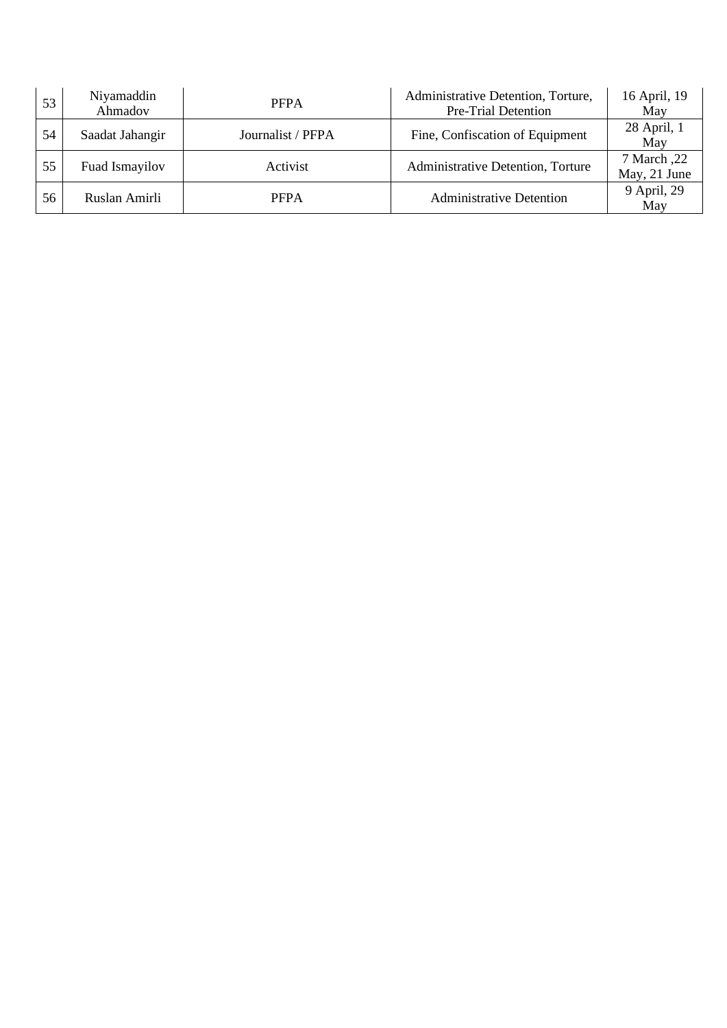| | | | | |
|---|---|---|---|---|
| 53 | Niyamaddin Ahmadov | PFPA | Administrative Detention, Torture, Pre-Trial Detention | 16 April, 19 May |
| 54 | Saadat Jahangir | Journalist / PFPA | Fine, Confiscation of Equipment | 28 April, 1 May |
| 55 | Fuad Ismayilov | Activist | Administrative Detention, Torture | 7 March ,22 May, 21 June |
| 56 | Ruslan Amirli | PFPA | Administrative Detention | 9 April, 29 May |